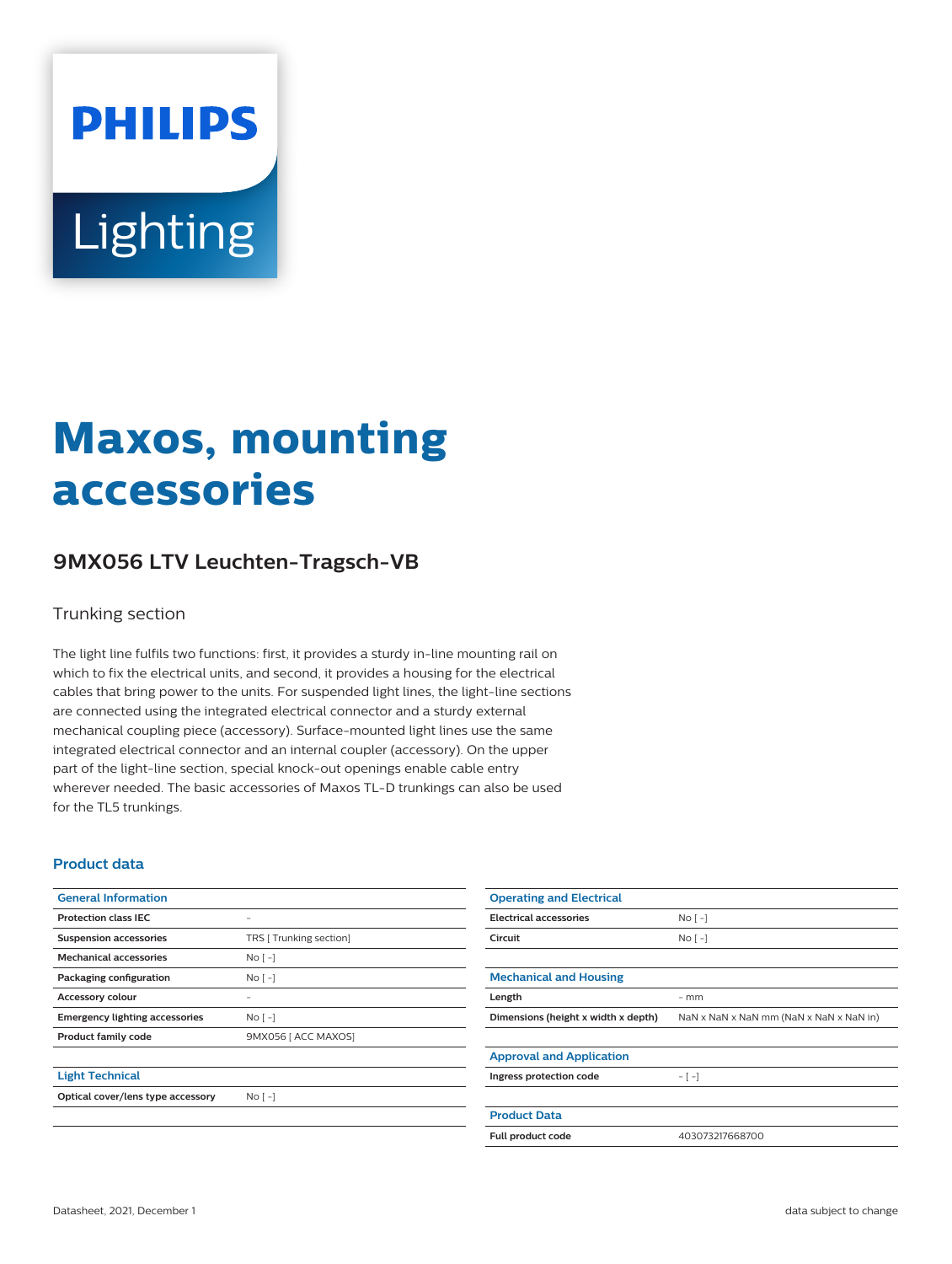PHILIPS

Lighting

# Maxos, mounting accessories

## 9MX056 LTV Leuchten-Tragsch-VB

Trunking section

The light line fulfils two functions: first, it provides a sturdy in-line mounting rail on which to fix the electrical units, and second, it provides a housing for the electrical cables that bring power to the units. For suspended light lines, the light-line sections are connected using the integrated electrical connector and a sturdy external mechanical coupling piece (accessory). Surface-mounted light lines use the same integrated electrical connector and an internal coupler (accessory). On the upper part of the light-line section, special knock-out openings enable cable entry wherever needed. The basic accessories of Maxos TL-D trunkings can also be used for the TL5 trunkings.

### Product data

| General Information | |
|---|---|
| Protection class IEC | - |
| Suspension accessories | TRS [ Trunking section] |
| Mechanical accessories | No [ -] |
| Packaging configuration | No [ -] |
| Accessory colour | - |
| Emergency lighting accessories | No [ -] |
| Product family code | 9MX056 [ ACC MAXOS] |

| Light Technical | |
|---|---|
| Optical cover/lens type accessory | No [ -] |

| Operating and Electrical | |
|---|---|
| Electrical accessories | No [ -] |
| Circuit | No [ -] |

| Mechanical and Housing | |
|---|---|
| Length | - mm |
| Dimensions (height x width x depth) | NaN x NaN x NaN mm (NaN x NaN x NaN in) |

| Approval and Application | |
|---|---|
| Ingress protection code | - [ -] |

| Product Data | |
|---|---|
| Full product code | 403073217668700 |

Datasheet, 2021, December 1 data subject to change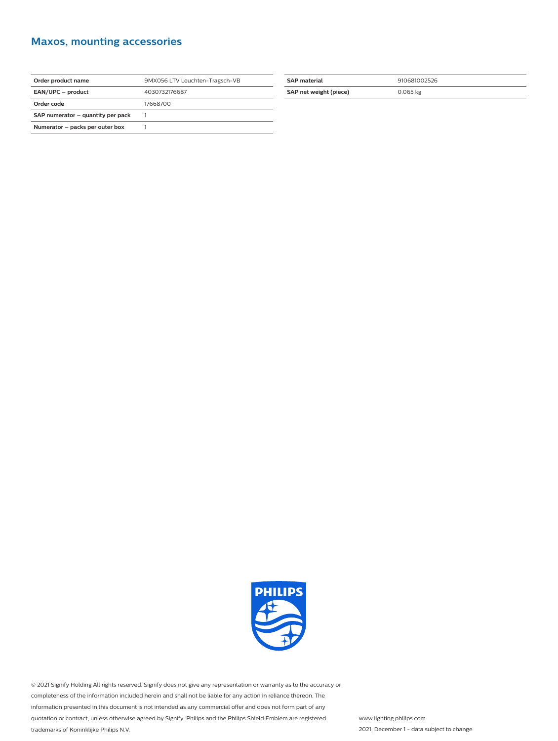## Maxos, mounting accessories

| | |
|---|---|
| **Order product name** | 9MX056 LTV Leuchten-Tragsch-VB |
| **EAN/UPC – product** | 4030732176687 |
| **Order code** | 17668700 |
| **SAP numerator – quantity per pack** | 1 |
| **Numerator – packs per outer box** | 1 |

| | |
|---|---|
| **SAP material** | 910681002526 |
| **SAP net weight (piece)** | 0.065 kg |

© 2021 Signify Holding All rights reserved. Signify does not give any representation or warranty as to the accuracy or completeness of the information included herein and shall not be liable for any action in reliance thereon. The information presented in this document is not intended as any commercial offer and does not form part of any quotation or contract, unless otherwise agreed by Signify. Philips and the Philips Shield Emblem are registered trademarks of Koninklijke Philips N.V.

www.lighting.philips.com

2021, December 1 - data subject to change